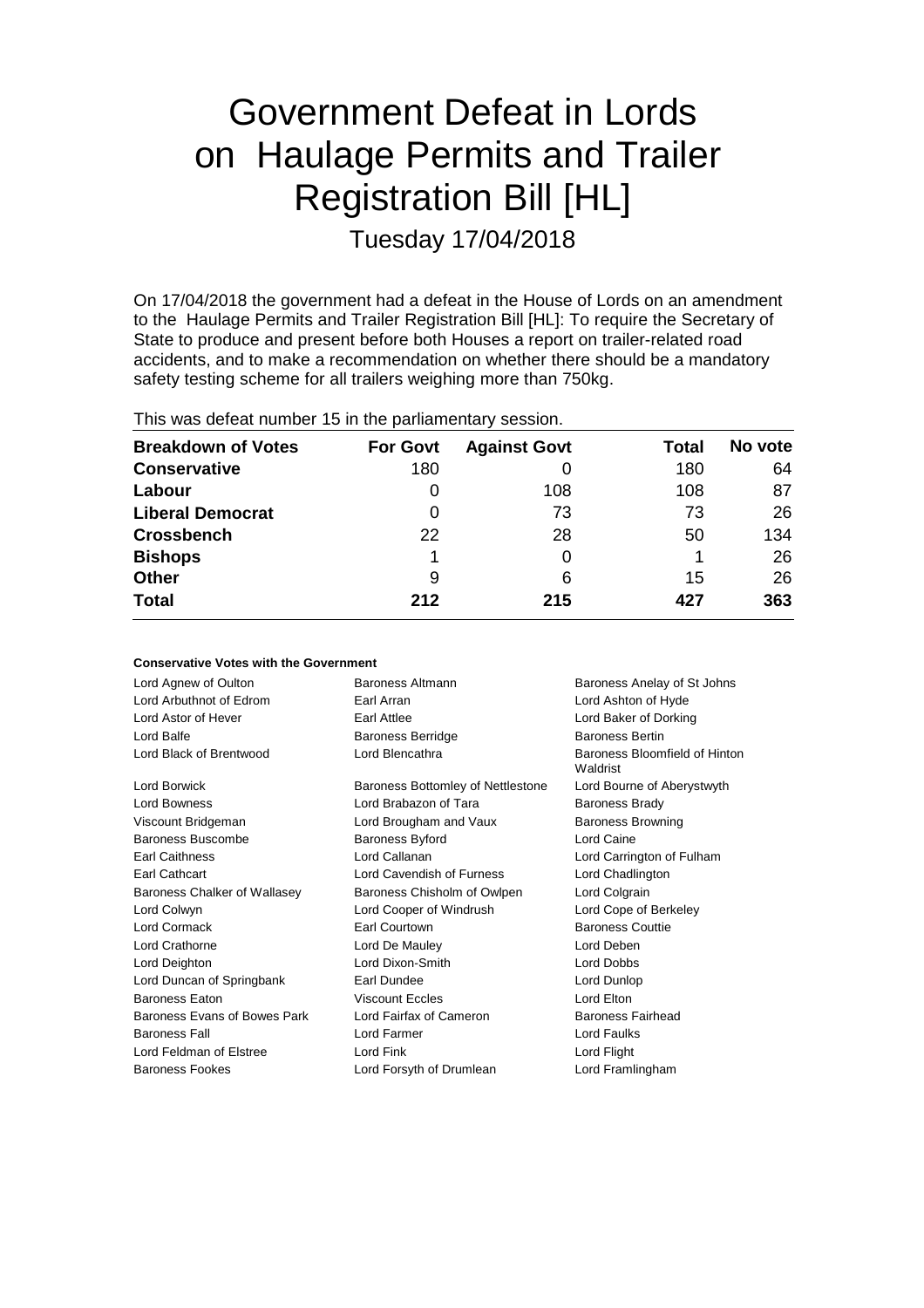# Government Defeat in Lords on Haulage Permits and Trailer Registration Bill [HL]

Tuesday 17/04/2018

On 17/04/2018 the government had a defeat in the House of Lords on an amendment to the Haulage Permits and Trailer Registration Bill [HL]: To require the Secretary of State to produce and present before both Houses a report on trailer-related road accidents, and to make a recommendation on whether there should be a mandatory safety testing scheme for all trailers weighing more than 750kg.

This was defeat number 15 in the parliamentary session.

| Breakdown of Votes | For Govt | Against Govt | Total | No vote |
|---|---|---|---|---|
| Conservative | 180 | 0 | 180 | 64 |
| Labour | 0 | 108 | 108 | 87 |
| Liberal Democrat | 0 | 73 | 73 | 26 |
| Crossbench | 22 | 28 | 50 | 134 |
| Bishops | 1 | 0 | 1 | 26 |
| Other | 9 | 6 | 15 | 26 |
| Total | 212 | 215 | 427 | 363 |

### Conservative Votes with the Government

| | | |
|---|---|---|
| Lord Agnew of Oulton | Baroness Altmann | Baroness Anelay of St Johns |
| Lord Arbuthnot of Edrom | Earl Arran | Lord Ashton of Hyde |
| Lord Astor of Hever | Earl Attlee | Lord Baker of Dorking |
| Lord Balfe | Baroness Berridge | Baroness Bertin |
| Lord Black of Brentwood | Lord Blencathra | Baroness Bloomfield of Hinton Waldrist |
| Lord Borwick | Baroness Bottomley of Nettlestone | Lord Bourne of Aberystwyth |
| Lord Bowness | Lord Brabazon of Tara | Baroness Brady |
| Viscount Bridgeman | Lord Brougham and Vaux | Baroness Browning |
| Baroness Buscombe | Baroness Byford | Lord Caine |
| Earl Caithness | Lord Callanan | Lord Carrington of Fulham |
| Earl Cathcart | Lord Cavendish of Furness | Lord Chadlington |
| Baroness Chalker of Wallasey | Baroness Chisholm of Owlpen | Lord Colgrain |
| Lord Colwyn | Lord Cooper of Windrush | Lord Cope of Berkeley |
| Lord Cormack | Earl Courtown | Baroness Couttie |
| Lord Crathorne | Lord De Mauley | Lord Deben |
| Lord Deighton | Lord Dixon-Smith | Lord Dobbs |
| Lord Duncan of Springbank | Earl Dundee | Lord Dunlop |
| Baroness Eaton | Viscount Eccles | Lord Elton |
| Baroness Evans of Bowes Park | Lord Fairfax of Cameron | Baroness Fairhead |
| Baroness Fall | Lord Farmer | Lord Faulks |
| Lord Feldman of Elstree | Lord Fink | Lord Flight |
| Baroness Fookes | Lord Forsyth of Drumlean | Lord Framlingham |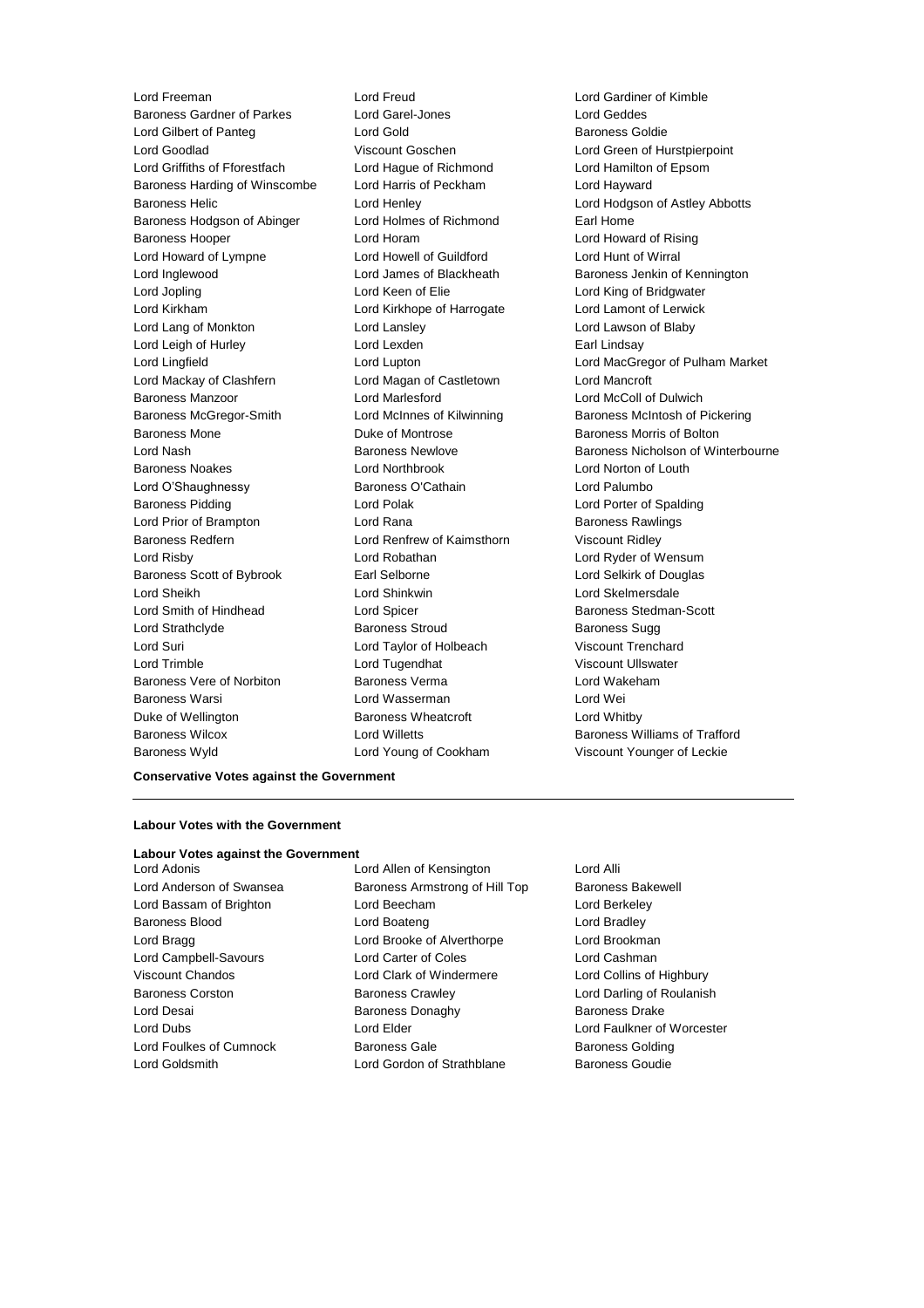Lord Freeman
Lord Freud
Lord Gardiner of Kimble
Baroness Gardner of Parkes
Lord Garel-Jones
Lord Geddes
Lord Gilbert of Panteg
Lord Gold
Baroness Goldie
Lord Goodlad
Viscount Goschen
Lord Green of Hurstpierpoint
Lord Griffiths of Fforestfach
Lord Hague of Richmond
Lord Hamilton of Epsom
Baroness Harding of Winscombe
Lord Harris of Peckham
Lord Hayward
Baroness Helic
Lord Henley
Lord Hodgson of Astley Abbotts
Baroness Hodgson of Abinger
Lord Holmes of Richmond
Earl Home
Baroness Hooper
Lord Horam
Lord Howard of Rising
Lord Howard of Lympne
Lord Howell of Guildford
Lord Hunt of Wirral
Lord Inglewood
Lord James of Blackheath
Baroness Jenkin of Kennington
Lord Jopling
Lord Keen of Elie
Lord King of Bridgwater
Lord Kirkham
Lord Kirkhope of Harrogate
Lord Lamont of Lerwick
Lord Lang of Monkton
Lord Lansley
Lord Lawson of Blaby
Lord Leigh of Hurley
Lord Lexden
Earl Lindsay
Lord Lingfield
Lord Lupton
Lord MacGregor of Pulham Market
Lord Mackay of Clashfern
Lord Magan of Castletown
Lord Mancroft
Baroness Manzoor
Lord Marlesford
Lord McColl of Dulwich
Baroness McGregor-Smith
Lord McInnes of Kilwinning
Baroness McIntosh of Pickering
Baroness Mone
Duke of Montrose
Baroness Morris of Bolton
Lord Nash
Baroness Newlove
Baroness Nicholson of Winterbourne
Baroness Noakes
Lord Northbrook
Lord Norton of Louth
Lord O'Shaughnessy
Baroness O'Cathain
Lord Palumbo
Baroness Pidding
Lord Polak
Lord Porter of Spalding
Lord Prior of Brampton
Lord Rana
Baroness Rawlings
Baroness Redfern
Lord Renfrew of Kaimsthorn
Viscount Ridley
Lord Risby
Lord Robathan
Lord Ryder of Wensum
Baroness Scott of Bybrook
Earl Selborne
Lord Selkirk of Douglas
Lord Sheikh
Lord Shinkwin
Lord Skelmersdale
Lord Smith of Hindhead
Lord Spicer
Baroness Stedman-Scott
Lord Strathclyde
Baroness Stroud
Baroness Sugg
Lord Suri
Lord Taylor of Holbeach
Viscount Trenchard
Lord Trimble
Lord Tugendhat
Viscount Ullswater
Baroness Vere of Norbiton
Baroness Verma
Lord Wakeham
Baroness Warsi
Lord Wasserman
Lord Wei
Duke of Wellington
Baroness Wheatcroft
Lord Whitby
Baroness Wilcox
Lord Willetts
Baroness Williams of Trafford
Baroness Wyld
Lord Young of Cookham
Viscount Younger of Leckie

**Conservative Votes against the Government**

---

**Labour Votes with the Government**

**Labour Votes against the Government**

Lord Adonis
Lord Allen of Kensington
Lord Alli
Lord Anderson of Swansea
Baroness Armstrong of Hill Top
Baroness Bakewell
Lord Bassam of Brighton
Lord Beecham
Lord Berkeley
Baroness Blood
Lord Boateng
Lord Bradley
Lord Bragg
Lord Brooke of Alverthorpe
Lord Brookman
Lord Campbell-Savours
Lord Carter of Coles
Lord Cashman
Viscount Chandos
Lord Clark of Windermere
Lord Collins of Highbury
Baroness Corston
Baroness Crawley
Lord Darling of Roulanish
Lord Desai
Baroness Donaghy
Baroness Drake
Lord Dubs
Lord Elder
Lord Faulkner of Worcester
Lord Foulkes of Cumnock
Baroness Gale
Baroness Golding
Lord Goldsmith
Lord Gordon of Strathblane
Baroness Goudie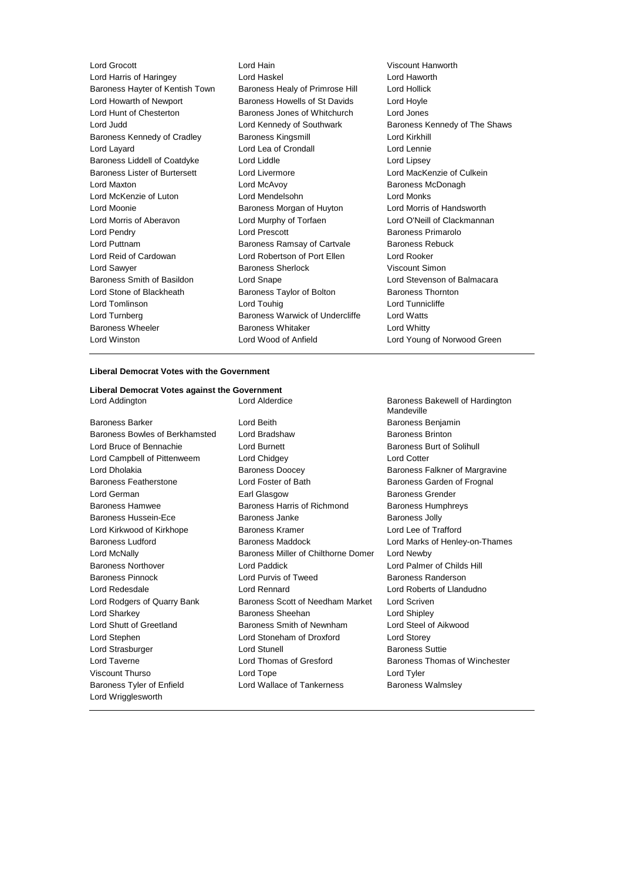Lord Grocott
Lord Hain
Viscount Hanworth
Lord Harris of Haringey
Lord Haskel
Lord Haworth
Baroness Hayter of Kentish Town
Baroness Healy of Primrose Hill
Lord Hollick
Lord Howarth of Newport
Baroness Howells of St Davids
Lord Hoyle
Lord Hunt of Chesterton
Baroness Jones of Whitchurch
Lord Jones
Lord Judd
Lord Kennedy of Southwark
Baroness Kennedy of The Shaws
Baroness Kennedy of Cradley
Baroness Kingsmill
Lord Kirkhill
Lord Layard
Lord Lea of Crondall
Lord Lennie
Baroness Liddell of Coatdyke
Lord Liddle
Lord Lipsey
Baroness Lister of Burtersett
Lord Livermore
Lord MacKenzie of Culkein
Lord Maxton
Lord McAvoy
Baroness McDonagh
Lord McKenzie of Luton
Lord Mendelsohn
Lord Monks
Lord Moonie
Baroness Morgan of Huyton
Lord Morris of Handsworth
Lord Morris of Aberavon
Lord Murphy of Torfaen
Lord O'Neill of Clackmannan
Lord Pendry
Lord Prescott
Baroness Primarolo
Lord Puttnam
Baroness Ramsay of Cartvale
Baroness Rebuck
Lord Reid of Cardowan
Lord Robertson of Port Ellen
Lord Rooker
Lord Sawyer
Baroness Sherlock
Viscount Simon
Baroness Smith of Basildon
Lord Snape
Lord Stevenson of Balmacara
Lord Stone of Blackheath
Baroness Taylor of Bolton
Baroness Thornton
Lord Tomlinson
Lord Touhig
Lord Tunnicliffe
Lord Turnberg
Baroness Warwick of Undercliffe
Lord Watts
Baroness Wheeler
Baroness Whitaker
Lord Whitty
Lord Winston
Lord Wood of Anfield
Lord Young of Norwood Green

---

**Liberal Democrat Votes with the Government**

**Liberal Democrat Votes against the Government**

Lord Addington
Lord Alderdice
Baroness Bakewell of Hardington Mandeville
Baroness Barker
Lord Beith
Baroness Benjamin
Baroness Bowles of Berkhamsted
Lord Bradshaw
Baroness Brinton
Lord Bruce of Bennachie
Lord Burnett
Baroness Burt of Solihull
Lord Campbell of Pittenweem
Lord Chidgey
Lord Cotter
Lord Dholakia
Baroness Doocey
Baroness Falkner of Margravine
Baroness Featherstone
Lord Foster of Bath
Baroness Garden of Frognal
Lord German
Earl Glasgow
Baroness Grender
Baroness Hamwee
Baroness Harris of Richmond
Baroness Humphreys
Baroness Hussein-Ece
Baroness Janke
Baroness Jolly
Lord Kirkwood of Kirkhope
Baroness Kramer
Lord Lee of Trafford
Baroness Ludford
Baroness Maddock
Lord Marks of Henley-on-Thames
Lord McNally
Baroness Miller of Chilthorne Domer
Lord Newby
Baroness Northover
Lord Paddick
Lord Palmer of Childs Hill
Baroness Pinnock
Lord Purvis of Tweed
Baroness Randerson
Lord Redesdale
Lord Rennard
Lord Roberts of Llandudno
Lord Rodgers of Quarry Bank
Baroness Scott of Needham Market
Lord Scriven
Lord Sharkey
Baroness Sheehan
Lord Shipley
Lord Shutt of Greetland
Baroness Smith of Newnham
Lord Steel of Aikwood
Lord Stephen
Lord Stoneham of Droxford
Lord Storey
Lord Strasburger
Lord Stunell
Baroness Suttie
Lord Taverne
Lord Thomas of Gresford
Baroness Thomas of Winchester
Viscount Thurso
Lord Tope
Lord Tyler
Baroness Tyler of Enfield
Lord Wallace of Tankerness
Baroness Walmsley
Lord Wrigglesworth

---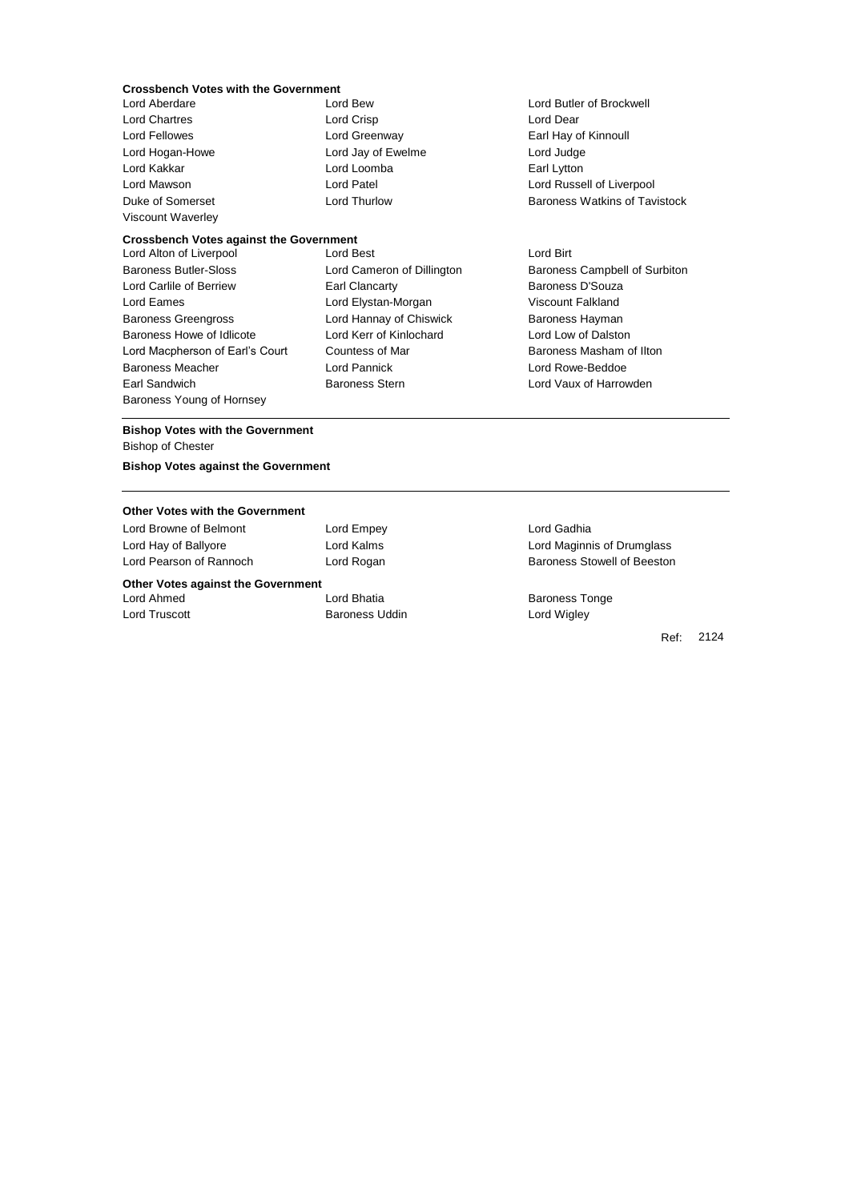**Crossbench Votes with the Government**

Lord Aberdare
Lord Bew
Lord Butler of Brockwell
Lord Chartres
Lord Crisp
Lord Dear
Lord Fellowes
Lord Greenway
Earl Hay of Kinnoull
Lord Hogan-Howe
Lord Jay of Ewelme
Lord Judge
Lord Kakkar
Lord Loomba
Earl Lytton
Lord Mawson
Lord Patel
Lord Russell of Liverpool
Duke of Somerset
Lord Thurlow
Baroness Watkins of Tavistock
Viscount Waverley

**Crossbench Votes against the Government**

Lord Alton of Liverpool
Lord Best
Lord Birt
Baroness Butler-Sloss
Lord Cameron of Dillington
Baroness Campbell of Surbiton
Lord Carlile of Berriew
Earl Clancarty
Baroness D'Souza
Lord Eames
Lord Elystan-Morgan
Viscount Falkland
Baroness Greengross
Lord Hannay of Chiswick
Baroness Hayman
Baroness Howe of Idlicote
Lord Kerr of Kinlochard
Lord Low of Dalston
Lord Macpherson of Earl's Court
Countess of Mar
Baroness Masham of Ilton
Baroness Meacher
Lord Pannick
Lord Rowe-Beddoe
Earl Sandwich
Baroness Stern
Lord Vaux of Harrowden
Baroness Young of Hornsey

---

**Bishop Votes with the Government**

Bishop of Chester

**Bishop Votes against the Government**

---

**Other Votes with the Government**

Lord Browne of Belmont
Lord Empey
Lord Gadhia
Lord Hay of Ballyore
Lord Kalms
Lord Maginnis of Drumglass
Lord Pearson of Rannoch
Lord Rogan
Baroness Stowell of Beeston

**Other Votes against the Government**

Lord Ahmed
Lord Bhatia
Baroness Tonge
Lord Truscott
Baroness Uddin
Lord Wigley

Ref: 2124